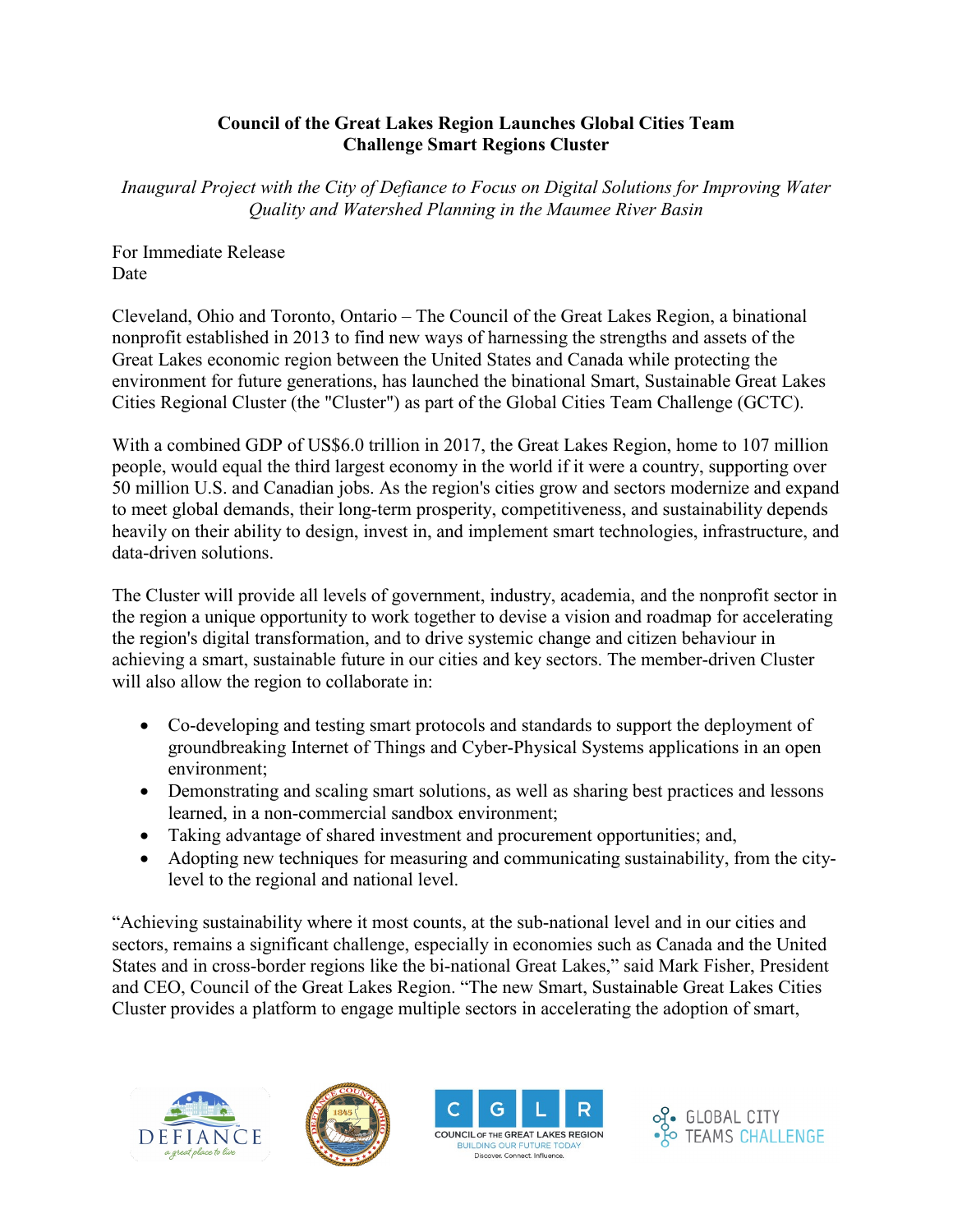**Council of the Great Lakes Region Launches Global Cities Team Challenge Smart Regions Cluster**

*Inaugural Project with the City of Defiance to Focus on Digital Solutions for Improving Water Quality and Watershed Planning in the Maumee River Basin*

For Immediate Release
Date

Cleveland, Ohio and Toronto, Ontario – The Council of the Great Lakes Region, a binational nonprofit established in 2013 to find new ways of harnessing the strengths and assets of the Great Lakes economic region between the United States and Canada while protecting the environment for future generations, has launched the binational Smart, Sustainable Great Lakes Cities Regional Cluster (the "Cluster") as part of the Global Cities Team Challenge (GCTC).

With a combined GDP of US$6.0 trillion in 2017, the Great Lakes Region, home to 107 million people, would equal the third largest economy in the world if it were a country, supporting over 50 million U.S. and Canadian jobs. As the region's cities grow and sectors modernize and expand to meet global demands, their long-term prosperity, competitiveness, and sustainability depends heavily on their ability to design, invest in, and implement smart technologies, infrastructure, and data-driven solutions.

The Cluster will provide all levels of government, industry, academia, and the nonprofit sector in the region a unique opportunity to work together to devise a vision and roadmap for accelerating the region's digital transformation, and to drive systemic change and citizen behaviour in achieving a smart, sustainable future in our cities and key sectors. The member-driven Cluster will also allow the region to collaborate in:

- Co-developing and testing smart protocols and standards to support the deployment of groundbreaking Internet of Things and Cyber-Physical Systems applications in an open environment;
- Demonstrating and scaling smart solutions, as well as sharing best practices and lessons learned, in a non-commercial sandbox environment;
- Taking advantage of shared investment and procurement opportunities; and,
- Adopting new techniques for measuring and communicating sustainability, from the city-level to the regional and national level.

"Achieving sustainability where it most counts, at the sub-national level and in our cities and sectors, remains a significant challenge, especially in economies such as Canada and the United States and in cross-border regions like the bi-national Great Lakes," said Mark Fisher, President and CEO, Council of the Great Lakes Region. "The new Smart, Sustainable Great Lakes Cities Cluster provides a platform to engage multiple sectors in accelerating the adoption of smart,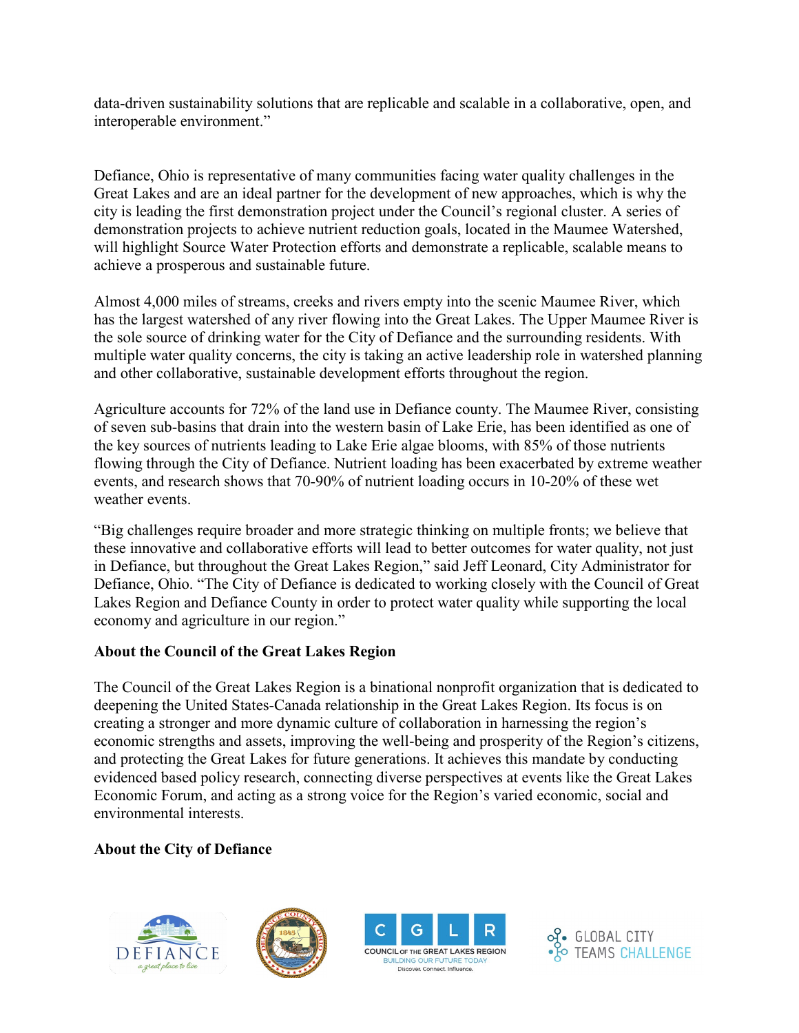data-driven sustainability solutions that are replicable and scalable in a collaborative, open, and interoperable environment."

Defiance, Ohio is representative of many communities facing water quality challenges in the Great Lakes and are an ideal partner for the development of new approaches, which is why the city is leading the first demonstration project under the Council's regional cluster. A series of demonstration projects to achieve nutrient reduction goals, located in the Maumee Watershed, will highlight Source Water Protection efforts and demonstrate a replicable, scalable means to achieve a prosperous and sustainable future.

Almost 4,000 miles of streams, creeks and rivers empty into the scenic Maumee River, which has the largest watershed of any river flowing into the Great Lakes. The Upper Maumee River is the sole source of drinking water for the City of Defiance and the surrounding residents. With multiple water quality concerns, the city is taking an active leadership role in watershed planning and other collaborative, sustainable development efforts throughout the region.

Agriculture accounts for 72% of the land use in Defiance county. The Maumee River, consisting of seven sub-basins that drain into the western basin of Lake Erie, has been identified as one of the key sources of nutrients leading to Lake Erie algae blooms, with 85% of those nutrients flowing through the City of Defiance. Nutrient loading has been exacerbated by extreme weather events, and research shows that 70-90% of nutrient loading occurs in 10-20% of these wet weather events.

"Big challenges require broader and more strategic thinking on multiple fronts; we believe that these innovative and collaborative efforts will lead to better outcomes for water quality, not just in Defiance, but throughout the Great Lakes Region," said Jeff Leonard, City Administrator for Defiance, Ohio. "The City of Defiance is dedicated to working closely with the Council of Great Lakes Region and Defiance County in order to protect water quality while supporting the local economy and agriculture in our region."

**About the Council of the Great Lakes Region**

The Council of the Great Lakes Region is a binational nonprofit organization that is dedicated to deepening the United States-Canada relationship in the Great Lakes Region. Its focus is on creating a stronger and more dynamic culture of collaboration in harnessing the region's economic strengths and assets, improving the well-being and prosperity of the Region's citizens, and protecting the Great Lakes for future generations. It achieves this mandate by conducting evidenced based policy research, connecting diverse perspectives at events like the Great Lakes Economic Forum, and acting as a strong voice for the Region's varied economic, social and environmental interests.

**About the City of Defiance**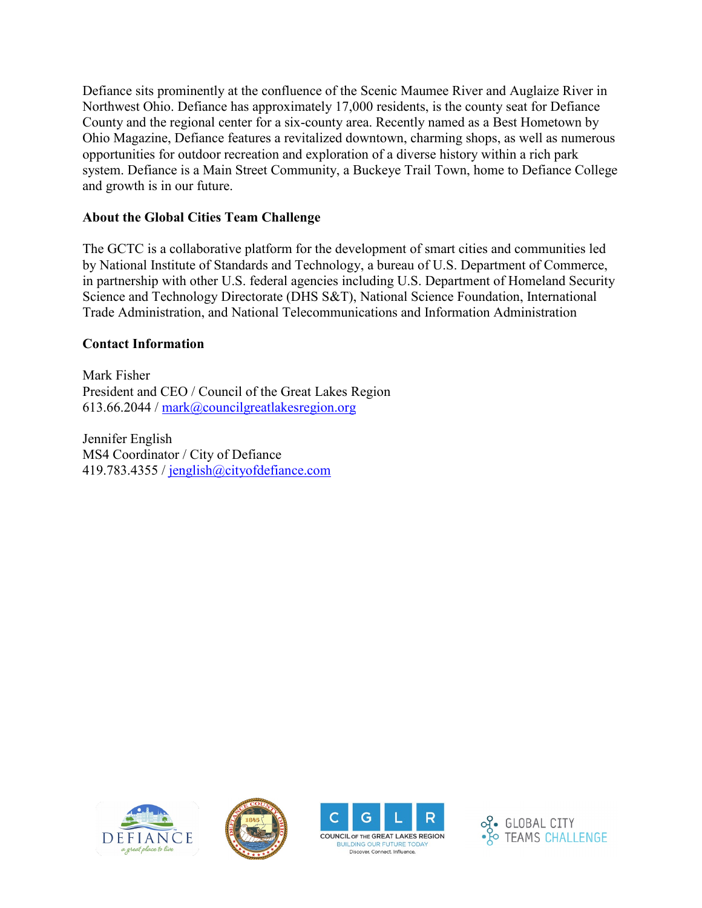Defiance sits prominently at the confluence of the Scenic Maumee River and Auglaize River in Northwest Ohio. Defiance has approximately 17,000 residents, is the county seat for Defiance County and the regional center for a six-county area. Recently named as a Best Hometown by Ohio Magazine, Defiance features a revitalized downtown, charming shops, as well as numerous opportunities for outdoor recreation and exploration of a diverse history within a rich park system. Defiance is a Main Street Community, a Buckeye Trail Town, home to Defiance College and growth is in our future.

**About the Global Cities Team Challenge**

The GCTC is a collaborative platform for the development of smart cities and communities led by National Institute of Standards and Technology, a bureau of U.S. Department of Commerce, in partnership with other U.S. federal agencies including U.S. Department of Homeland Security Science and Technology Directorate (DHS S&T), National Science Foundation, International Trade Administration, and National Telecommunications and Information Administration

**Contact Information**

Mark Fisher
President and CEO / Council of the Great Lakes Region
613.66.2044 / mark@councilgreatlakesregion.org

Jennifer English
MS4 Coordinator / City of Defiance
419.783.4355 / jenglish@cityofdefiance.com